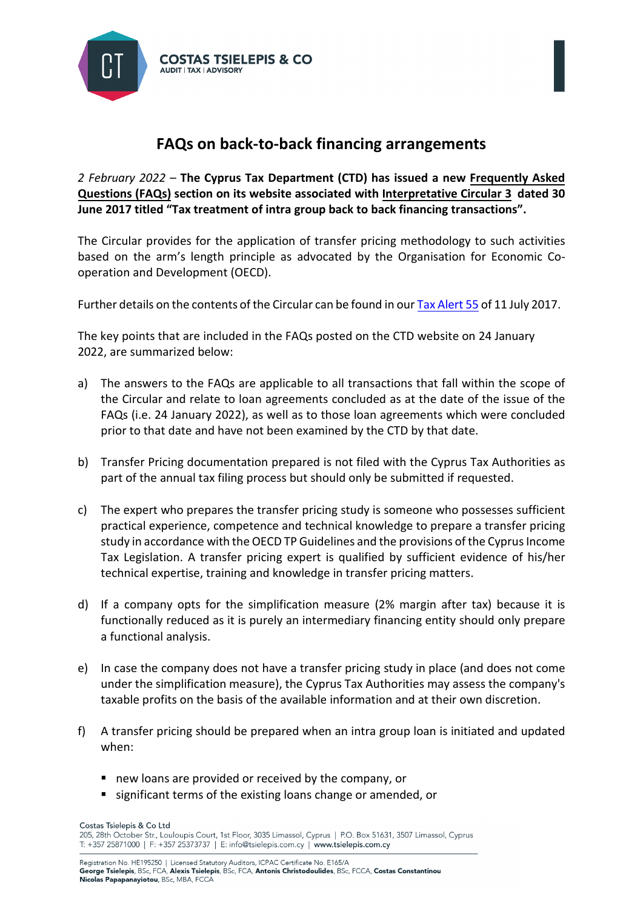# FAQs on back-to-back financing arrangements

*2 February 2022* – **The Cyprus Tax Department (CTD) has issued a new Frequently Asked Questions (FAQs) section on its website associated with Interpretative Circular 3 dated 30 June 2017 titled "Tax treatment of intra group back to back financing transactions".**

The Circular provides for the application of transfer pricing methodology to such activities based on the arm's length principle as advocated by the Organisation for Economic Co-operation and Development (OECD).

Further details on the contents of the Circular can be found in our Tax Alert 55 of 11 July 2017.

The key points that are included in the FAQs posted on the CTD website on 24 January 2022, are summarized below:

a) The answers to the FAQs are applicable to all transactions that fall within the scope of the Circular and relate to loan agreements concluded as at the date of the issue of the FAQs (i.e. 24 January 2022), as well as to those loan agreements which were concluded prior to that date and have not been examined by the CTD by that date.

b) Transfer Pricing documentation prepared is not filed with the Cyprus Tax Authorities as part of the annual tax filing process but should only be submitted if requested.

c) The expert who prepares the transfer pricing study is someone who possesses sufficient practical experience, competence and technical knowledge to prepare a transfer pricing study in accordance with the OECD TP Guidelines and the provisions of the Cyprus Income Tax Legislation. A transfer pricing expert is qualified by sufficient evidence of his/her technical expertise, training and knowledge in transfer pricing matters.

d) If a company opts for the simplification measure (2% margin after tax) because it is functionally reduced as it is purely an intermediary financing entity should only prepare a functional analysis.

e) In case the company does not have a transfer pricing study in place (and does not come under the simplification measure), the Cyprus Tax Authorities may assess the company's taxable profits on the basis of the available information and at their own discretion.

f) A transfer pricing should be prepared when an intra group loan is initiated and updated when:

   - new loans are provided or received by the company, or
   - significant terms of the existing loans change or amended, or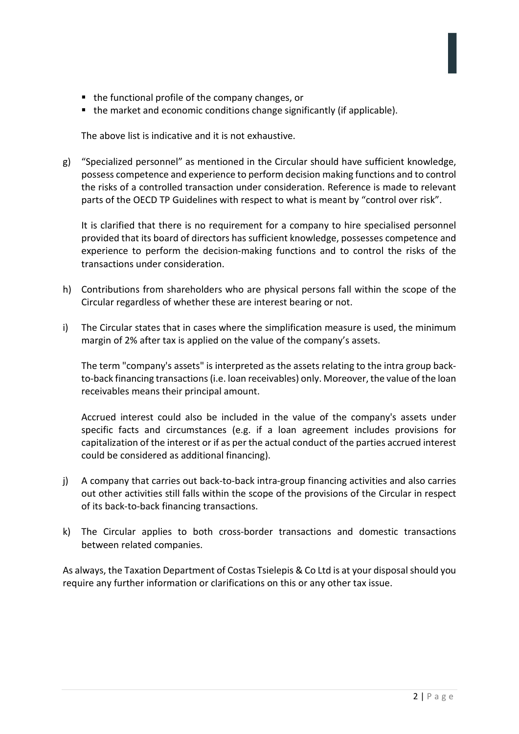- the functional profile of the company changes, or
- the market and economic conditions change significantly (if applicable).

The above list is indicative and it is not exhaustive.

g) "Specialized personnel" as mentioned in the Circular should have sufficient knowledge, possess competence and experience to perform decision making functions and to control the risks of a controlled transaction under consideration. Reference is made to relevant parts of the OECD TP Guidelines with respect to what is meant by "control over risk".

   It is clarified that there is no requirement for a company to hire specialised personnel provided that its board of directors has sufficient knowledge, possesses competence and experience to perform the decision-making functions and to control the risks of the transactions under consideration.

h) Contributions from shareholders who are physical persons fall within the scope of the Circular regardless of whether these are interest bearing or not.

i) The Circular states that in cases where the simplification measure is used, the minimum margin of 2% after tax is applied on the value of the company's assets.

   The term "company's assets" is interpreted as the assets relating to the intra group back-to-back financing transactions (i.e. loan receivables) only. Moreover, the value of the loan receivables means their principal amount.

   Accrued interest could also be included in the value of the company's assets under specific facts and circumstances (e.g. if a loan agreement includes provisions for capitalization of the interest or if as per the actual conduct of the parties accrued interest could be considered as additional financing).

j) A company that carries out back-to-back intra-group financing activities and also carries out other activities still falls within the scope of the provisions of the Circular in respect of its back-to-back financing transactions.

k) The Circular applies to both cross-border transactions and domestic transactions between related companies.

As always, the Taxation Department of Costas Tsielepis & Co Ltd is at your disposal should you require any further information or clarifications on this or any other tax issue.